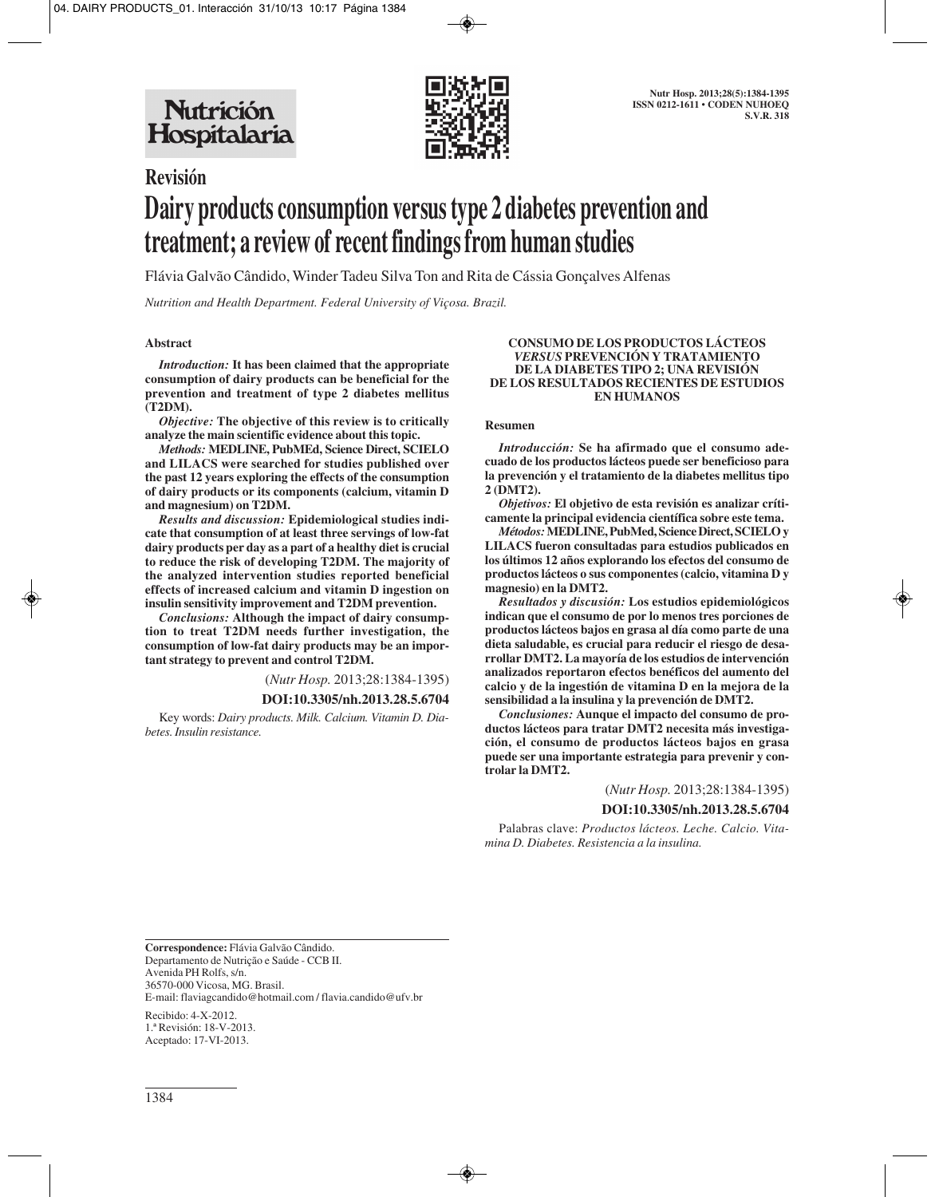## Revisión

# Dairy products consumption versus type 2 diabetes prevention and treatment; a review of recent findings from human studies

Flávia Galvão Cândido, Winder Tadeu Silva Ton and Rita de Cássia Gonçalves Alfenas

*Nutrition and Health Department. Federal University of Viçosa. Brazil.*

### Abstract

*Introduction:* **It has been claimed that the appropriate consumption of dairy products can be beneficial for the prevention and treatment of type 2 diabetes mellitus (T2DM).**

*Objective:* **The objective of this review is to critically analyze the main scientific evidence about this topic.**

*Methods:* **MEDLINE, PubMEd, Science Direct, SCIELO and LILACS were searched for studies published over the past 12 years exploring the effects of the consumption of dairy products or its components (calcium, vitamin D and magnesium) on T2DM.**

*Results and discussion:* **Epidemiological studies indicate that consumption of at least three servings of low-fat dairy products per day as a part of a healthy diet is crucial to reduce the risk of developing T2DM. The majority of the analyzed intervention studies reported beneficial effects of increased calcium and vitamin D ingestion on insulin sensitivity improvement and T2DM prevention.**

*Conclusions:* **Although the impact of dairy consumption to treat T2DM needs further investigation, the consumption of low-fat dairy products may be an important strategy to prevent and control T2DM.**

(*Nutr Hosp.* 2013;28:1384-1395)

**DOI:10.3305/nh.2013.28.5.6704**

Key words: *Dairy products. Milk. Calcium. Vitamin D. Diabetes. Insulin resistance.*

### CONSUMO DE LOS PRODUCTOS LÁCTEOS *VERSUS* PREVENCIÓN Y TRATAMIENTO DE LA DIABETES TIPO 2; UNA REVISIÓN DE LOS RESULTADOS RECIENTES DE ESTUDIOS EN HUMANOS

### Resumen

*Introducción:* **Se ha afirmado que el consumo adecuado de los productos lácteos puede ser beneficioso para la prevención y el tratamiento de la diabetes mellitus tipo 2 (DMT2).**

*Objetivos:* **El objetivo de esta revisión es analizar críticamente la principal evidencia científica sobre este tema.**

*Métodos:* **MEDLINE, PubMed, Science Direct, SCIELO y LILACS fueron consultadas para estudios publicados en los últimos 12 años explorando los efectos del consumo de productos lácteos o sus componentes (calcio, vitamina D y magnesio) en la DMT2.**

*Resultados y discusión:* **Los estudios epidemiológicos indican que el consumo de por lo menos tres porciones de productos lácteos bajos en grasa al día como parte de una dieta saludable, es crucial para reducir el riesgo de desarrollar DMT2. La mayoría de los estudios de intervención analizados reportaron efectos benéficos del aumento del calcio y de la ingestión de vitamina D en la mejora de la sensibilidad a la insulina y la prevención de DMT2.**

*Conclusiones:* **Aunque el impacto del consumo de productos lácteos para tratar DMT2 necesita más investigación, el consumo de productos lácteos bajos en grasa puede ser una importante estrategia para prevenir y controlar la DMT2.**

(*Nutr Hosp.* 2013;28:1384-1395)

**DOI:10.3305/nh.2013.28.5.6704**

Palabras clave: *Productos lácteos. Leche. Calcio. Vitamina D. Diabetes. Resistencia a la insulina.*

---

**Correspondence:** Flávia Galvão Cândido.
Departamento de Nutrição e Saúde - CCB II.
Avenida PH Rolfs, s/n.
36570-000 Vicosa, MG. Brasil.
E-mail: flaviagcandido@hotmail.com / flavia.candido@ufv.br

Recibido: 4-X-2012.
1.ª Revisión: 18-V-2013.
Aceptado: 17-VI-2013.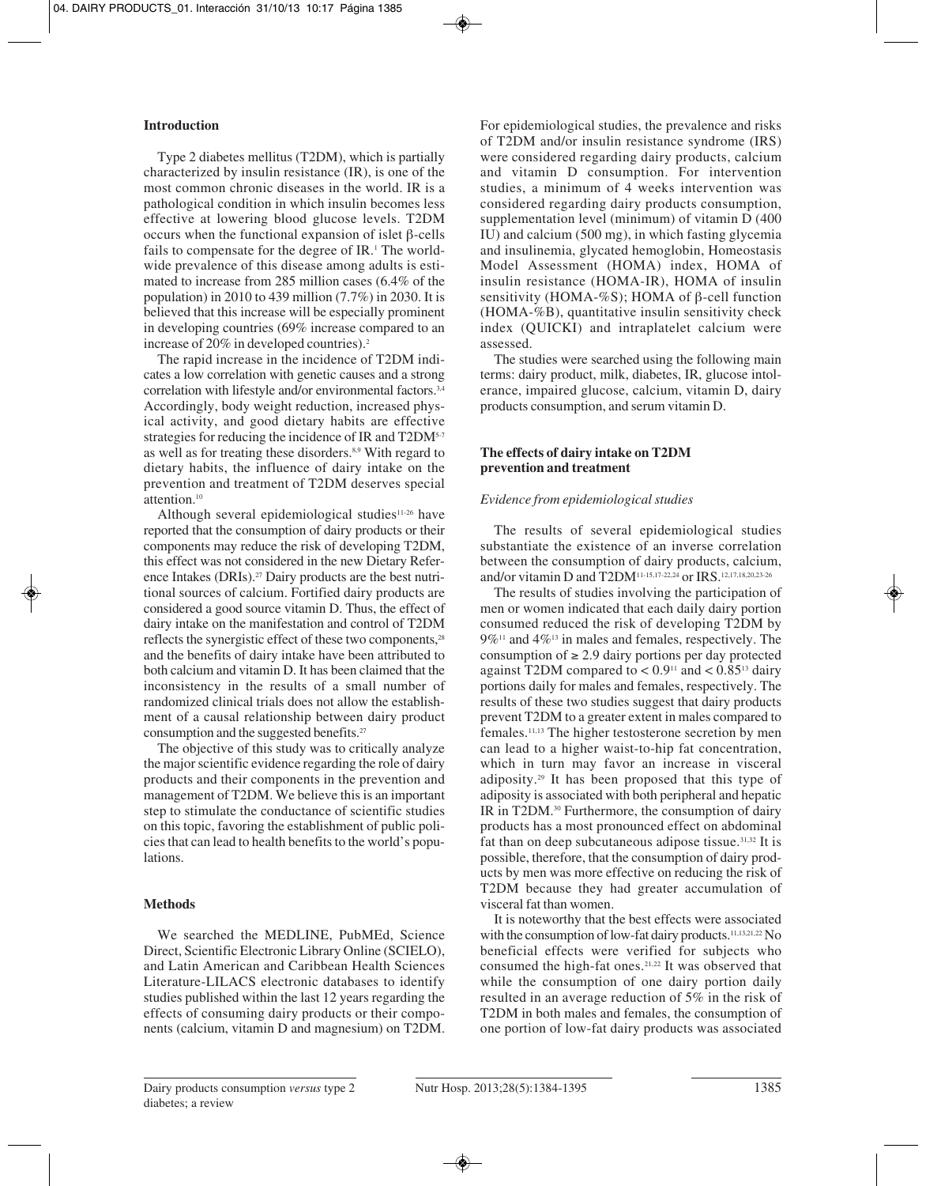## Introduction

Type 2 diabetes mellitus (T2DM), which is partially characterized by insulin resistance (IR), is one of the most common chronic diseases in the world. IR is a pathological condition in which insulin becomes less effective at lowering blood glucose levels. T2DM occurs when the functional expansion of islet β-cells fails to compensate for the degree of IR.[1] The world-wide prevalence of this disease among adults is estimated to increase from 285 million cases (6.4% of the population) in 2010 to 439 million (7.7%) in 2030. It is believed that this increase will be especially prominent in developing countries (69% increase compared to an increase of 20% in developed countries).[2]

The rapid increase in the incidence of T2DM indicates a low correlation with genetic causes and a strong correlation with lifestyle and/or environmental factors.[3,4] Accordingly, body weight reduction, increased physical activity, and good dietary habits are effective strategies for reducing the incidence of IR and T2DM[5-7] as well as for treating these disorders.[8,9] With regard to dietary habits, the influence of dairy intake on the prevention and treatment of T2DM deserves special attention.[10]

Although several epidemiological studies[11-26] have reported that the consumption of dairy products or their components may reduce the risk of developing T2DM, this effect was not considered in the new Dietary Reference Intakes (DRIs).[27] Dairy products are the best nutritional sources of calcium. Fortified dairy products are considered a good source vitamin D. Thus, the effect of dairy intake on the manifestation and control of T2DM reflects the synergistic effect of these two components,[28] and the benefits of dairy intake have been attributed to both calcium and vitamin D. It has been claimed that the inconsistency in the results of a small number of randomized clinical trials does not allow the establishment of a causal relationship between dairy product consumption and the suggested benefits.[27]

The objective of this study was to critically analyze the major scientific evidence regarding the role of dairy products and their components in the prevention and management of T2DM. We believe this is an important step to stimulate the conductance of scientific studies on this topic, favoring the establishment of public policies that can lead to health benefits to the world's populations.

## Methods

We searched the MEDLINE, PubMEd, Science Direct, Scientific Electronic Library Online (SCIELO), and Latin American and Caribbean Health Sciences Literature-LILACS electronic databases to identify studies published within the last 12 years regarding the effects of consuming dairy products or their components (calcium, vitamin D and magnesium) on T2DM. For epidemiological studies, the prevalence and risks of T2DM and/or insulin resistance syndrome (IRS) were considered regarding dairy products, calcium and vitamin D consumption. For intervention studies, a minimum of 4 weeks intervention was considered regarding dairy products consumption, supplementation level (minimum) of vitamin D (400 IU) and calcium (500 mg), in which fasting glycemia and insulinemia, glycated hemoglobin, Homeostasis Model Assessment (HOMA) index, HOMA of insulin resistance (HOMA-IR), HOMA of insulin sensitivity (HOMA-%S); HOMA of β-cell function (HOMA-%B), quantitative insulin sensitivity check index (QUICKI) and intraplatelet calcium were assessed.

The studies were searched using the following main terms: dairy product, milk, diabetes, IR, glucose intolerance, impaired glucose, calcium, vitamin D, dairy products consumption, and serum vitamin D.

## The effects of dairy intake on T2DM prevention and treatment

### *Evidence from epidemiological studies*

The results of several epidemiological studies substantiate the existence of an inverse correlation between the consumption of dairy products, calcium, and/or vitamin D and T2DM[11-15,17-22,24] or IRS.[12,17,18,20,23-26]

The results of studies involving the participation of men or women indicated that each daily dairy portion consumed reduced the risk of developing T2DM by 9%[11] and 4%[13] in males and females, respectively. The consumption of ≥ 2.9 dairy portions per day protected against T2DM compared to < 0.9[11] and < 0.85[13] dairy portions daily for males and females, respectively. The results of these two studies suggest that dairy products prevent T2DM to a greater extent in males compared to females.[11,13] The higher testosterone secretion by men can lead to a higher waist-to-hip fat concentration, which in turn may favor an increase in visceral adiposity.[29] It has been proposed that this type of adiposity is associated with both peripheral and hepatic IR in T2DM.[30] Furthermore, the consumption of dairy products has a most pronounced effect on abdominal fat than on deep subcutaneous adipose tissue.[31,32] It is possible, therefore, that the consumption of dairy products by men was more effective on reducing the risk of T2DM because they had greater accumulation of visceral fat than women.

It is noteworthy that the best effects were associated with the consumption of low-fat dairy products.[11,13,21,22] No beneficial effects were verified for subjects who consumed the high-fat ones.[21,22] It was observed that while the consumption of one dairy portion daily resulted in an average reduction of 5% in the risk of T2DM in both males and females, the consumption of one portion of low-fat dairy products was associated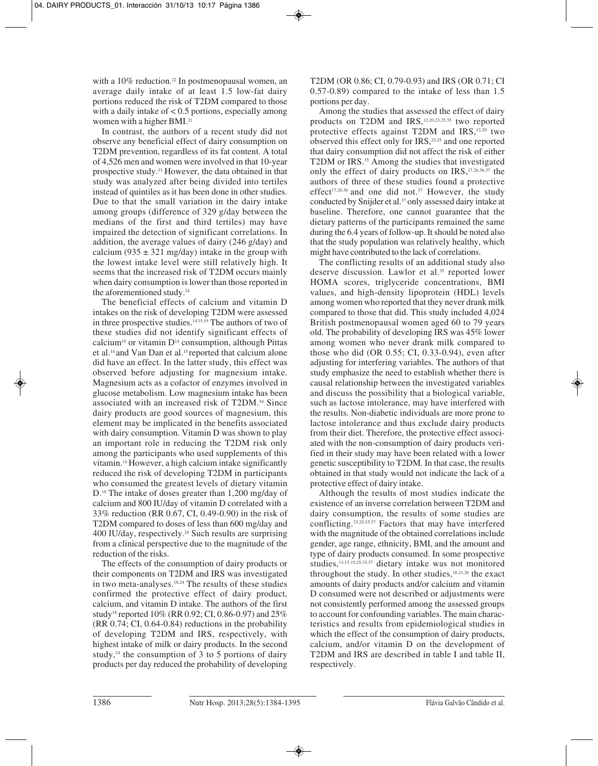with a 10% reduction.[22] In postmenopausal women, an average daily intake of at least 1.5 low-fat dairy portions reduced the risk of T2DM compared to those with a daily intake of < 0.5 portions, especially among women with a higher BMI.[21]

In contrast, the authors of a recent study did not observe any beneficial effect of dairy consumption on T2DM prevention, regardless of its fat content. A total of 4,526 men and women were involved in that 10-year prospective study.[33] However, the data obtained in that study was analyzed after being divided into tertiles instead of quintiles as it has been done in other studies. Due to that the small variation in the dairy intake among groups (difference of 329 g/day between the medians of the first and third tertiles) may have impaired the detection of significant correlations. In addition, the average values of dairy (246 g/day) and calcium (935 ± 321 mg/day) intake in the group with the lowest intake level were still relatively high. It seems that the increased risk of T2DM occurs mainly when dairy consumption is lower than those reported in the aforementioned study.[24]

The beneficial effects of calcium and vitamin D intakes on the risk of developing T2DM were assessed in three prospective studies.[14,15,19] The authors of two of these studies did not identify significant effects of calcium[19] or vitamin D[14] consumption, although Pittas et al.[14] and Van Dan et al.[15] reported that calcium alone did have an effect. In the latter study, this effect was observed before adjusting for magnesium intake. Magnesium acts as a cofactor of enzymes involved in glucose metabolism. Low magnesium intake has been associated with an increased risk of T2DM.[34] Since dairy products are good sources of magnesium, this element may be implicated in the benefits associated with dairy consumption. Vitamin D was shown to play an important role in reducing the T2DM risk only among the participants who used supplements of this vitamin.[14] However, a high calcium intake significantly reduced the risk of developing T2DM in participants who consumed the greatest levels of dietary vitamin D.[19] The intake of doses greater than 1,200 mg/day of calcium and 800 IU/day of vitamin D correlated with a 33% reduction (RR 0.67, CI, 0.49-0.90) in the risk of T2DM compared to doses of less than 600 mg/day and 400 IU/day, respectively.[24] Such results are surprising from a clinical perspective due to the magnitude of the reduction of the risks.

The effects of the consumption of dairy products or their components on T2DM and IRS was investigated in two meta-analyses.[18,24] The results of these studies confirmed the protective effect of dairy product, calcium, and vitamin D intake. The authors of the first study[18] reported 10% (RR 0.92; CI, 0.86-0.97) and 25% (RR 0.74; CI, 0.64-0.84) reductions in the probability of developing T2DM and IRS, respectively, with highest intake of milk or dairy products. In the second study,[24] the consumption of 3 to 5 portions of dairy products per day reduced the probability of developing T2DM (OR 0.86; CI, 0.79-0.93) and IRS (OR 0.71; CI 0.57-0.89) compared to the intake of less than 1.5 portions per day.

Among the studies that assessed the effect of dairy products on T2DM and IRS,[12,20,23,25,35] two reported protective effects against T2DM and IRS,[12,20] two observed this effect only for IRS,[23,25] and one reported that dairy consumption did not affect the risk of either T2DM or IRS.[35] Among the studies that investigated only the effect of dairy products on IRS,[17,26,36,37] the authors of three of these studies found a protective effect[17,26,36] and one did not.[37] However, the study conducted by Snijder et al.[37] only assessed dairy intake at baseline. Therefore, one cannot guarantee that the dietary patterns of the participants remained the same during the 6.4 years of follow-up. It should be noted also that the study population was relatively healthy, which might have contributed to the lack of correlations.

The conflicting results of an additional study also deserve discussion. Lawlor et al.[35] reported lower HOMA scores, triglyceride concentrations, BMI values, and high-density lipoprotein (HDL) levels among women who reported that they never drank milk compared to those that did. This study included 4,024 British postmenopausal women aged 60 to 79 years old. The probability of developing IRS was 45% lower among women who never drank milk compared to those who did (OR 0.55; CI, 0.33-0.94), even after adjusting for interfering variables. The authors of that study emphasize the need to establish whether there is causal relationship between the investigated variables and discuss the possibility that a biological variable, such as lactose intolerance, may have interfered with the results. Non-diabetic individuals are more prone to lactose intolerance and thus exclude dairy products from their diet. Therefore, the protective effect associated with the non-consumption of dairy products verified in their study may have been related with a lower genetic susceptibility to T2DM. In that case, the results obtained in that study would not indicate the lack of a protective effect of dairy intake.

Although the results of most studies indicate the existence of an inverse correlation between T2DM and dairy consumption, the results of some studies are conflicting.[23,25,35,37] Factors that may have interfered with the magnitude of the obtained correlations include gender, age range, ethnicity, BMI, and the amount and type of dairy products consumed. In some prospective studies,[13,15,19,25,33,37] dietary intake was not monitored throughout the study. In other studies,[18,21,26] the exact amounts of dairy products and/or calcium and vitamin D consumed were not described or adjustments were not consistently performed among the assessed groups to account for confounding variables. The main characteristics and results from epidemiological studies in which the effect of the consumption of dairy products, calcium, and/or vitamin D on the development of T2DM and IRS are described in table I and table II, respectively.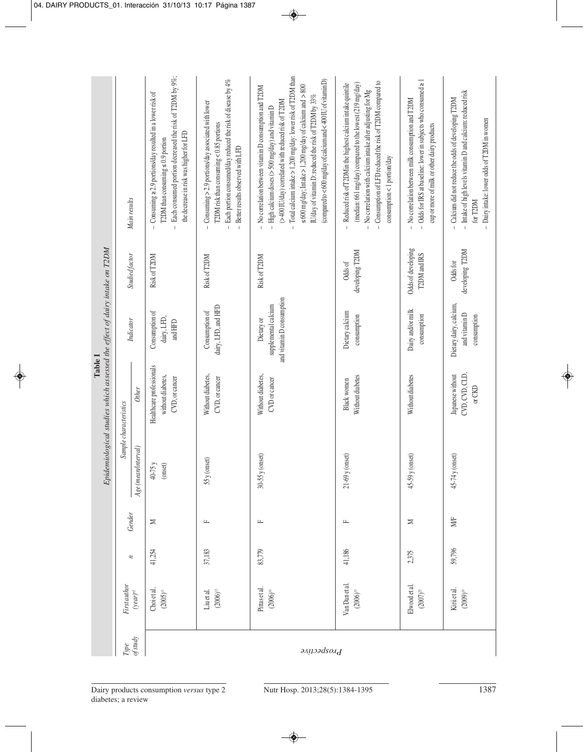**Table I**
*Epidemiological studies which assessed the effect of dairy intake on T2DM*

| Type of study | First author (year)[ref] | n | Gender | Sample characteristics: Age (mean/interval) | Sample characteristics: Other | Indicator | Studied factor | Main results |
|---|---|---|---|---|---|---|---|---|
| *Prospective* | Choi et al. (2005)[11] | 41,254 | M | 40-75 y (onset) | Healthcare professionals without diabetes, CVD, or cancer | Consumption of dairy, LFD, and HFD | Risk of T2DM | – Consuming ≥ 2.9 portions/day resulted in a lower risk of T2DM than consuming ≤ 0.9 portion<br>– Each consumed portion decreased the risk of T2DM by 9%; the decrease in risk was higher for LFD |
| | Liu et al. (2006)[13] | 37,183 | F | 55 y (onset) | Without diabetes, CVD, or cancer | Consumption of dairy, LFD, and HFD | Risk of T2DM | – Consuming > 2.9 portions/day associated with lower T2DM risk than consuming < 0.85 portions<br>– Each portion consumed/day reduced the risk of disease by 4%<br>– Better results observed with LFD |
| | Pittas et al. (2006)[14] | 83,779 | F | 30-55 y (onset) | Without diabetes, CVD or cancer | Dietary or supplemental calcium and vitamin D consumption | Risk of T2DM | – No correlation between vitamin D consumption and T2DM<br>– High calcium doses (> 500 mg/day) and vitamin D (> 400 IU/day) correlated with reduced risk of T2DM<br>– Total calcium intake > 1,200 mg/day: lower risk of T2DM than ≤ 600 mg/day; Intake > 1,200 mg/day of calcium and > 800 IU/day of vitamin D: reduced the risk of T2DM by 33% (compared to < 600 mg/day of calcium and < 400 IU of vitamin D) |
| | Van Dam et al. (2006)[15] | 41,186 | F | 21-69 y (onset) | Black women Without diabetes | Dietary calcium consumption | Odds of developing T2DM | – Reduced risk of T2DM in the highest calcium intake quintile (median: 661 mg/day) compared to the lowest (219 mg/day)<br>– No correlation with calcium intake after adjusting for Mg<br>– Consumption of LFD reduced the risk of T2DM compared to consumption < 1 portion/day |
| | Elwood et al. (2007)[25] | 2,375 | M | 45-59 y (onset) | Without diabetes | Dairy and/or milk consumption | Odds of developing T2DM and IRS | – No correlation between milk consumption and T2DM<br>– Odds for IRS at baseline: lower in subjects who consumed ≥ 1 cup or more of milk or other dairy products |
| | Kirii et al. (2009)[19] | 59,796 | M/F | 45-74 y (onset) | Japanese without CVD, CVD, CLD, or CKD | Dietary dairy, calcium, and vitamin D consumption | Odds for developing T2DM | – Calcium did not reduce the odds of developing T2DM<br>– Intake of high levels vitamin D and calcium: reduced risk for T2DM<br>– Dairy intake: lower odds of T2DM in women |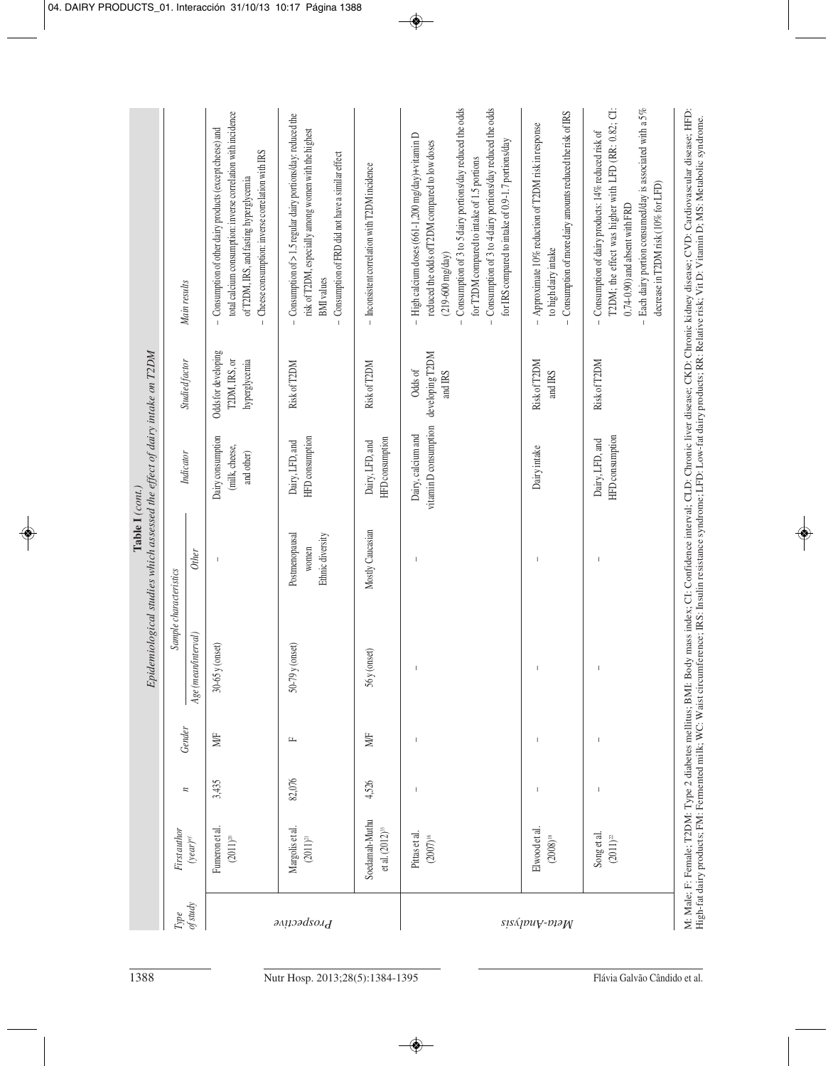**Table I** *(cont.)*
*Epidemiological studies which assessed the effect of dairy intake on T2DM*

| Type of study | First author (year)[ref] | n | Gender | Sample characteristics | | Indicator | Studied factor | Main results |
|---|---|---|---|---|---|---|---|---|
| | | | | Age (mean/interval) | Other | | | |
| Prospective | Fumeron et al. (2011)[30] | 3,435 | M/F | 30-65 y (onset) | – | Dairy consumption (milk, cheese, and other) | Odds for developing T2DM, IRS, or hyperglycemia | – Consumption of other dairy products (except cheese) and total calcium consumption: inverse correlation with incidence of T2DM, IRS, and fasting hyperglycemia<br>– Cheese consumption: inverse correlation with IRS |
| | Margolis et al. (2011)[31] | 82,076 | F | 50-79 y (onset) | Postmenopausal women Ethnic diversity | Dairy, LFD, and HFD consumption | Risk of T2DM | – Consumption of > 1.5 regular dairy portions/day: reduced the risk of T2DM, especially among women with the highest BMI values<br>– Consumption of FRD did not have a similar effect |
| | Soedamah-Muthu et al. (2012)[33] | 4,526 | M/F | 56 y (onset) | Mostly Caucasian | Dairy, LFD, and HFD consumption | Risk of T2DM | – Inconsistent correlation with T2DM incidence |
| Meta-Analysis | Pittas et al. (2007)[16] | – | – | – | – | Dairy, calcium and vitamin D consumption | Odds of developing T2DM and IRS | – High calcium doses (661-1,200 mg/day)+vitamin D reduced the odds of T2DM compared to low doses (219-600 mg/day)<br>– Consumption of 3 to 5 dairy portions/day reduced the odds for T2DM compared to intake of 1.5 portions<br>– Consumption of 3 to 4 dairy portions/day reduced the odds for IRS compared to intake of 0.9-1.7 portions/day |
| | Elwood et al. (2008)[18] | – | – | – | – | Dairy intake | Risk of T2DM and IRS | – Approximate 10% reduction of T2DM risk in response to high dairy intake<br>– Consumption of more dairy amounts reduced the risk of IRS |
| | Song et al. (2011)[32] | – | – | – | – | Dairy, LFD, and HFD consumption | Risk of T2DM | – Consumption of dairy products: 14% reduced risk of T2DM; the effect was higher with LFD (RR: 0.82; CI: 0.74-0.90) and absent with FRD<br>– Each dairy portion consumed/day is associated with a 5% decrease in T2DM risk (10% for LFD) |

M: Male; F: Female; T2DM: Type 2 diabetes mellitus; BMI: Body mass index; CI: Confidence interval; CLD: Chronic liver disease; CKD: Chronic kidney disease; CVD: Cardiovascular disease; HFD: High-fat dairy products; FM: Fermented milk; WC: Waist circumference; IRS: Insulin resistance syndrome; LFD: Low-fat dairy products; RR: Relative risk; Vit D: Vitamin D; MS: Metabolic syndrome.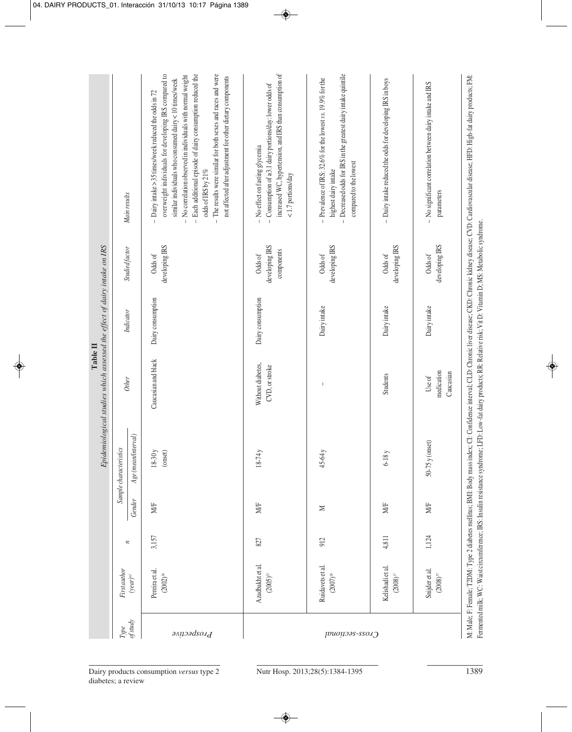**Table II**
*Epidemiological studies which assessed the effect of dairy intake on IRS*

| Type of study | First author (year)^ref | n | Sample characteristics | | | Indicator | Studied factor | Main results |
|---|---|---|---|---|---|---|---|---|
| | | | Gender | Age (mean/interval) | Other | | | |
| Prospective | Pereira et al. (2002)[36] | 3,157 | M/F | 18-30 y (onset) | Caucasian and black | Dairy consumption | Odds of developing IRS | – Dairy intake > 35 times/week reduced the odds in 72 overweight individuals for developing IRS compared to similar individuals who consumed dairy < 10 times/week<br>– No correlation observed in individuals with normal weight<br>– Each additional episode of dairy consumption reduced the odds of IRS by 21%<br>– The results were similar for both sexes and races and were not affected after adjustment for other dietary components |
| Cross-sectional | Azadbakht et al. (2005)[23] | 827 | M/F | 18-74 y | Without diabetes, CVD, or stroke | Dairy consumption | Odds of developing IRS components | – No effect on fasting glycemia<br>– Consumption of ≥3.1 dairy portions/day: lower odds of increased WC, hypertension, and IRS than consumption of < 1.7 portions/day |
| | Ruidavets et al. (2007)[28] | 912 | M | 45-64 y | – | Dairy intake | Odds of developing IRS | – Prevalence of IRS: 32.6% for the lowest *vs.* 19.9% for the highest dairy intake<br>– Decreased odds for IRS in the greatest dairy intake quintile compared to the lowest |
| | Kelishadi et al. (2008)[37] | 4,811 | M/F | 6-18 y | Students | Dairy intake | Odds of developing IRS | – Dairy intake reduced the odds for developing IRS in boys |
| | Snijder et al. (2008)[57] | 1,124 | M/F | 50-75 y (onset) | Use of medication Caucasian | Dairy intake | Odds of developing IRS | – No significant correlation between dairy intake and IRS parameters |

M: Male; F: Female; T2DM: Type 2 diabetes mellitus; BMI: Body mass index; CI: Confidence interval; CLD: Chronic liver disease; CKD: Chronic kidney disease; CVD: Cardiovascular disease; HFD: High-fat dairy products; FM: Fermented milk; WC: Waist circumference; IRS: Insulin resistance syndrome; LFD: Low-fat dairy products; RR: Relative risk; Vit D: Vitamin D; MS: Metabolic syndrome.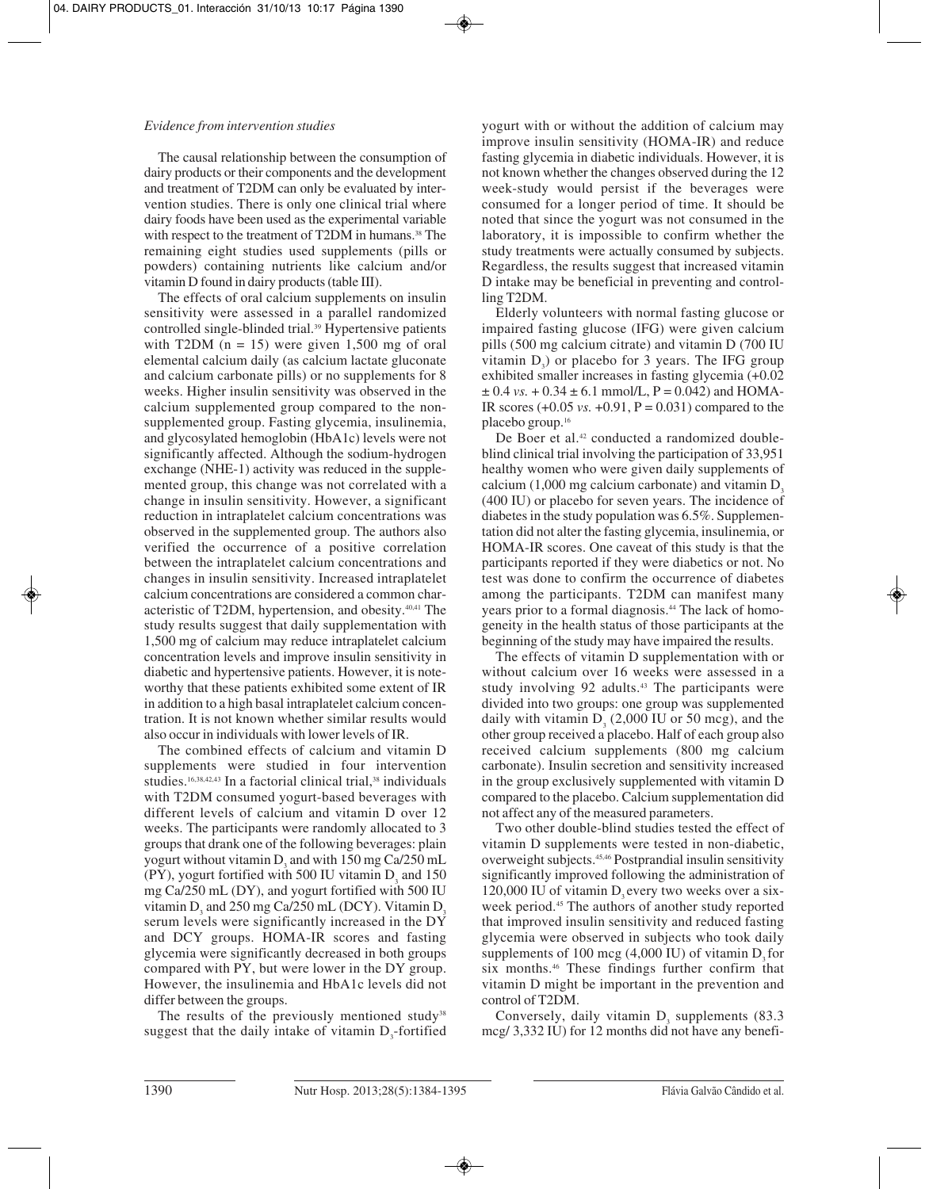*Evidence from intervention studies*

The causal relationship between the consumption of dairy products or their components and the development and treatment of T2DM can only be evaluated by intervention studies. There is only one clinical trial where dairy foods have been used as the experimental variable with respect to the treatment of T2DM in humans.[38] The remaining eight studies used supplements (pills or powders) containing nutrients like calcium and/or vitamin D found in dairy products (table III).

The effects of oral calcium supplements on insulin sensitivity were assessed in a parallel randomized controlled single-blinded trial.[39] Hypertensive patients with T2DM (n = 15) were given 1,500 mg of oral elemental calcium daily (as calcium lactate gluconate and calcium carbonate pills) or no supplements for 8 weeks. Higher insulin sensitivity was observed in the calcium supplemented group compared to the non-supplemented group. Fasting glycemia, insulinemia, and glycosylated hemoglobin (HbA1c) levels were not significantly affected. Although the sodium-hydrogen exchange (NHE-1) activity was reduced in the supplemented group, this change was not correlated with a change in insulin sensitivity. However, a significant reduction in intraplatelet calcium concentrations was observed in the supplemented group. The authors also verified the occurrence of a positive correlation between the intraplatelet calcium concentrations and changes in insulin sensitivity. Increased intraplatelet calcium concentrations are considered a common characteristic of T2DM, hypertension, and obesity.[40,41] The study results suggest that daily supplementation with 1,500 mg of calcium may reduce intraplatelet calcium concentration levels and improve insulin sensitivity in diabetic and hypertensive patients. However, it is noteworthy that these patients exhibited some extent of IR in addition to a high basal intraplatelet calcium concentration. It is not known whether similar results would also occur in individuals with lower levels of IR.

The combined effects of calcium and vitamin D supplements were studied in four intervention studies.[16,38,42,43] In a factorial clinical trial,[38] individuals with T2DM consumed yogurt-based beverages with different levels of calcium and vitamin D over 12 weeks. The participants were randomly allocated to 3 groups that drank one of the following beverages: plain yogurt without vitamin $D_3$ and with 150 mg Ca/250 mL (PY), yogurt fortified with 500 IU vitamin $D_3$ and 150 mg Ca/250 mL (DY), and yogurt fortified with 500 IU vitamin $D_3$ and 250 mg Ca/250 mL (DCY). Vitamin $D_3$ serum levels were significantly increased in the DY and DCY groups. HOMA-IR scores and fasting glycemia were significantly decreased in both groups compared with PY, but were lower in the DY group. However, the insulinemia and HbA1c levels did not differ between the groups.

The results of the previously mentioned study[38] suggest that the daily intake of vitamin $D_3$-fortified yogurt with or without the addition of calcium may improve insulin sensitivity (HOMA-IR) and reduce fasting glycemia in diabetic individuals. However, it is not known whether the changes observed during the 12 week-study would persist if the beverages were consumed for a longer period of time. It should be noted that since the yogurt was not consumed in the laboratory, it is impossible to confirm whether the study treatments were actually consumed by subjects. Regardless, the results suggest that increased vitamin D intake may be beneficial in preventing and controlling T2DM.

Elderly volunteers with normal fasting glucose or impaired fasting glucose (IFG) were given calcium pills (500 mg calcium citrate) and vitamin D (700 IU vitamin $D_3$) or placebo for 3 years. The IFG group exhibited smaller increases in fasting glycemia (+0.02 $\pm$ 0.4 *vs.* + 0.34 $\pm$ 6.1 mmol/L, P = 0.042) and HOMA-IR scores (+0.05 *vs.* +0.91, P = 0.031) compared to the placebo group.[16]

De Boer et al.[42] conducted a randomized double-blind clinical trial involving the participation of 33,951 healthy women who were given daily supplements of calcium (1,000 mg calcium carbonate) and vitamin $D_3$ (400 IU) or placebo for seven years. The incidence of diabetes in the study population was 6.5%. Supplementation did not alter the fasting glycemia, insulinemia, or HOMA-IR scores. One caveat of this study is that the participants reported if they were diabetics or not. No test was done to confirm the occurrence of diabetes among the participants. T2DM can manifest many years prior to a formal diagnosis.[44] The lack of homogeneity in the health status of those participants at the beginning of the study may have impaired the results.

The effects of vitamin D supplementation with or without calcium over 16 weeks were assessed in a study involving 92 adults.[43] The participants were divided into two groups: one group was supplemented daily with vitamin $D_3$ (2,000 IU or 50 mcg), and the other group received a placebo. Half of each group also received calcium supplements (800 mg calcium carbonate). Insulin secretion and sensitivity increased in the group exclusively supplemented with vitamin D compared to the placebo. Calcium supplementation did not affect any of the measured parameters.

Two other double-blind studies tested the effect of vitamin D supplements were tested in non-diabetic, overweight subjects.[45,46] Postprandial insulin sensitivity significantly improved following the administration of 120,000 IU of vitamin $D_3$ every two weeks over a six-week period.[45] The authors of another study reported that improved insulin sensitivity and reduced fasting glycemia were observed in subjects who took daily supplements of 100 mcg (4,000 IU) of vitamin $D_3$ for six months.[46] These findings further confirm that vitamin D might be important in the prevention and control of T2DM.

Conversely, daily vitamin $D_3$ supplements (83.3 mcg/ 3,332 IU) for 12 months did not have any benefi-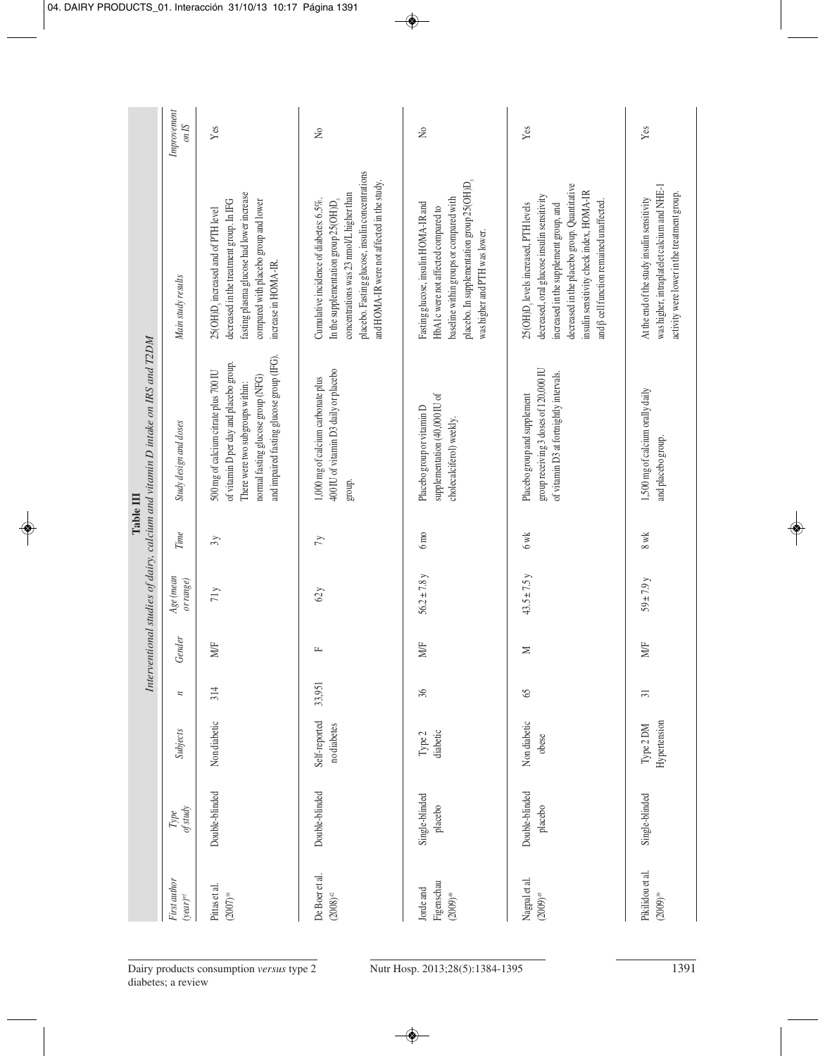**Table III**
*Interventional studies of dairy, calcium and vitamin D intake on IRS and T2DM*

| First author (year)[ref] | Type of study | Subjects | n | Gender | Age (mean or range) | Time | Study design and doses | Main study results | Improvement on IS |
|---|---|---|---|---|---|---|---|---|---|
| Pittas et al. (2007)[16] | Double-blinded | Nondiabetic | 314 | M/F | 71 y | 3 y | 500 mg of calcium citrate plus 700 IU of vitamin D per day and placebo group. There were two subgroups within: normal fasting glucose group (NFG) and impaired fasting glucose group (IFG). | $25(OH)D_3$ increased and of PTH level decreased in the treatment group. In IFG fasting plasma glucose had lower increase compared with placebo group and lower increase in HOMA-IR. | Yes |
| De Boer et al. (2008)[42] | Double-blinded | Self-reported no diabetes | 33,951 | F | 62 y | 7 y | 1,000 mg of calcium carbonate plus 400 IU of vitamin D3 daily or placebo group. | Cumulative incidence of diabetes: 6.5%. In the supplementation group $25(OH)D_3$ concentrations was 23 nmol/L higher than placebo. Fasting glucose, insulin concentrations and HOMA-IR were not affected in the study. | No |
| Jorde and Figenschau (2009)[48] | Single-blinded placebo | Type 2 diabetic | 36 | M/F | 56.2 ± 7.8 y | 6 mo | Placebo group or vitamin D supplementation (40,000 IU of cholecalciferol) weekly. | Fasting glucose, insulin HOMA-IR and HbA1c were not affected compared to baseline within groups or compared with placebo. In supplementation group $25(OH)D_3$ was higher and PTH was lower. | No |
| Nagpal et al. (2009)[45] | Double-blinded placebo | Non diabetic obese | 65 | M | 43.5 ± 7.5 y | 6 wk | Placebo group and supplement group receiving 3 doses of 120,000 IU of vitamin D3 at fortnightly intervals. | $25(OH)D_3$ levels increased, PTH levels decreased, oral glucose insulin sensitivity increased in the supplement group, and decreased in the placebo group. Quantitative insulin sensitivity check index, HOMA-IR and β cell function remained unaffected. | Yes |
| Pikilidou et al. (2009)[39] | Single-blinded | Type 2 DM Hypertension | 31 | M/F | 59 ± 7.9 y | 8 wk | 1,500 mg of calcium orally daily and placebo group. | At the end of the study insulin sensitivity was higher, intraplatelet calcium and NHE-1 activity were lower in the treatment group. | Yes |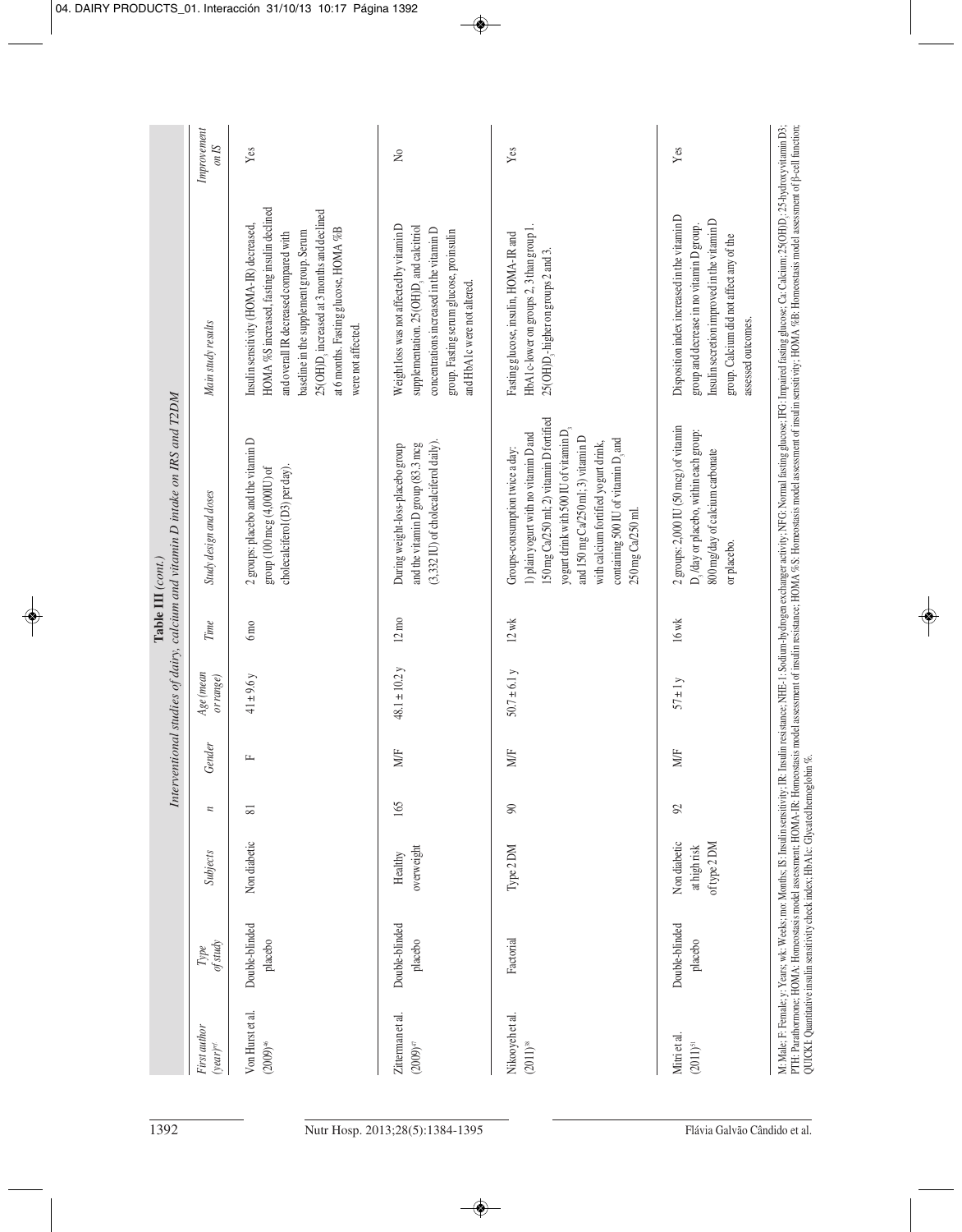**Table III** *(cont.)*
*Interventional studies of dairy, calcium and vitamin D intake on IRS and T2DM*

| *First author (year)[ref]* | *Type of study* | *Subjects* | *n* | *Gender* | *Age (mean or range)* | *Time* | *Study design and doses* | *Main study results* | *Improvement on IS* |
|---|---|---|---|---|---|---|---|---|---|
| Von Hurst et al. (2009)[46] | Double-blinded placebo | Non diabetic | 81 | F | 41 ± 9.6 y | 6 mo | 2 groups: placebo and the vitamin D group (100 mcg (4,000IU) of cholecalciferol (D3) per day). | Insulin sensitivity (HOMA-IR) decreased, HOMA %S increased, fasting insulin declined and overall IR decreased compared with baseline in the supplement group. Serum 25(OH)D$_3$ increased at 3 months and declined at 6 months. Fasting glucose, HOMA %B were not affected. | Yes |
| Zitterman et al. (2009)[47] | Double-blinded placebo | Healthy overweight | 165 | M/F | 48.1 ± 10.2 y | 12 mo | During weight-loss-placebo group and the vitamin D group (83.3 mcg (3,332 IU) of cholecalciferol daily). | Weight loss was not affected by vitamin D supplementation. 25(OH)D$_3$ and calcitriol concentrations increased in the vitamin D group. Fasting serum glucose, proinsulin and HbA1c were not altered. | No |
| Nikooyeh et al. (2011)[38] | Factorial | Type 2 DM | 90 | M/F | 50.7 ± 6.1 y | 12 wk | Groups-consumption twice a day: 1) plain yogurt with no vitamin D and 150 mg Ca/250 ml; 2) vitamin D fortified yogurt drink with 500 IU of vitamin D$_3$ and 150 mg Ca/250 ml; 3) vitamin D with calcium fortified yogurt drink, containing 500 IU of vitamin D$_3$ and 250 mg Ca/250 ml. | Fasting glucose, insulin, HOMA-IR and HbA1c-lower on groups 2, 3 than group 1. 25(OH)D$_3$-higher on groups 2 and 3. | Yes |
| Mitri et al. (2011)[51] | Double-blinded placebo | Non diabetic at high risk of type 2 DM | 92 | M/F | 57 ± 1 y | 16 wk | 2 groups: 2,000 IU (50 mcg) of vitamin D$_3$/day or placebo, within each group: 800 mg/day of calcium carbonate or placebo. | Disposition index increased in the vitamin D group and decrease in no vitamin D group. Insulin secretion improved in the vitamin D group. Calcium did not affect any of the assessed outcomes. | Yes |

M: Male; F: Female; y: Years; wk: Weeks; mo: Months; IS: Insulin sensitivity; IR: Insulin resistance; NHE-1: Sodium-hydrogen exchanger activity; NFG: Normal fasting glucose; IFG: Impaired fasting glucose; Ca: Calcium; 25(OH)D$_3$: 25-hydroxyvitamin D3; PTH: Parathormone; HOMA: Homeostasis model assessment; HOMA-IR: Homeostasis model assessment of insulin resistance; HOMA %S: Homeostasis model assessment of insulin sensitivity; HOMA %B: Homeostasis model assessment of β-cell function; QUICKI: Quantitative insulin sensitivity check index; HbA1c: Glycated hemoglobin %.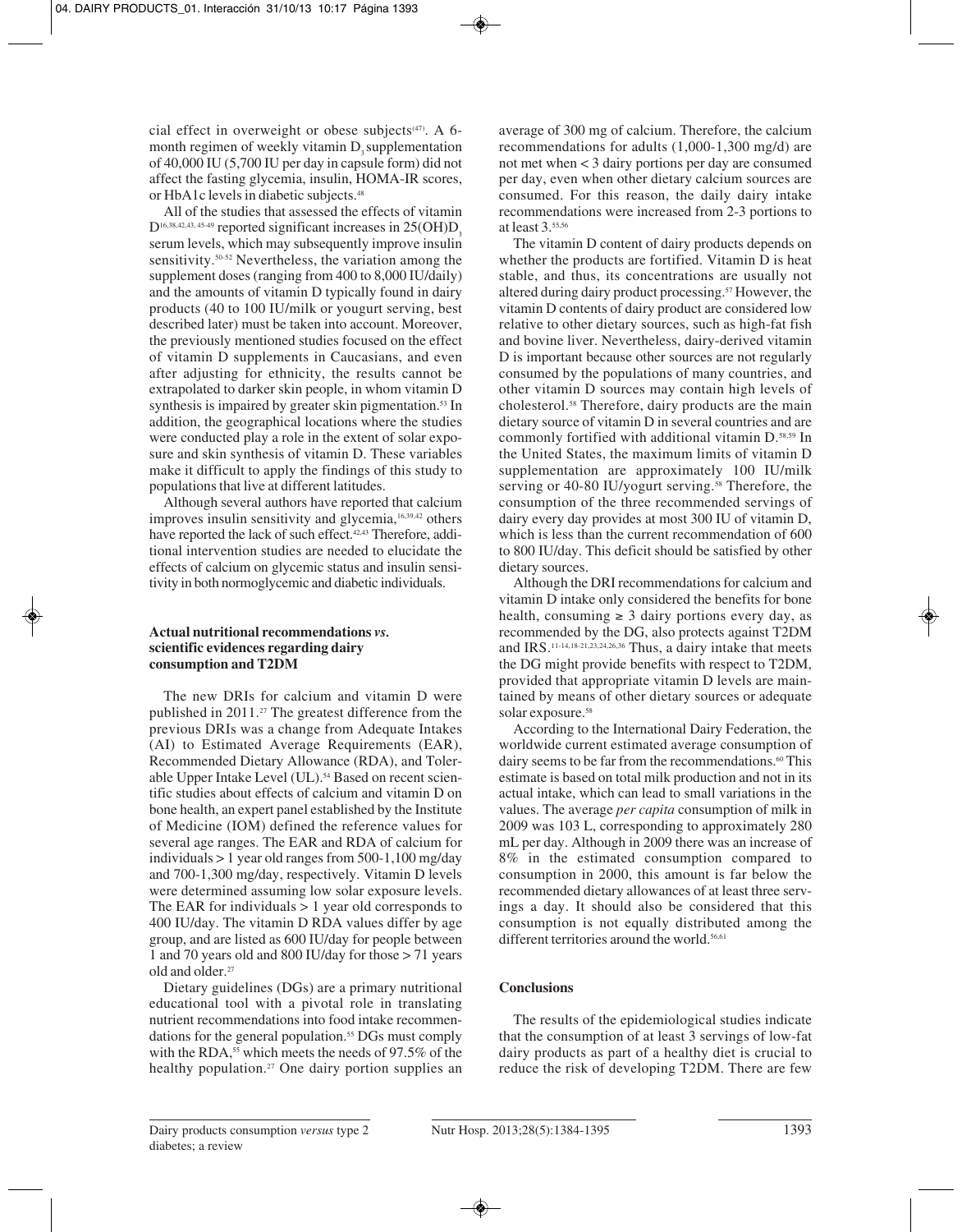cial effect in overweight or obese subjects[47]. A 6-month regimen of weekly vitamin $D_3$ supplementation of 40,000 IU (5,700 IU per day in capsule form) did not affect the fasting glycemia, insulin, HOMA-IR scores, or HbA1c levels in diabetic subjects.[48]

All of the studies that assessed the effects of vitamin D[16,38,42,43,45-49] reported significant increases in 25(OH)$D_3$ serum levels, which may subsequently improve insulin sensitivity.[50-52] Nevertheless, the variation among the supplement doses (ranging from 400 to 8,000 IU/daily) and the amounts of vitamin D typically found in dairy products (40 to 100 IU/milk or yougurt serving, best described later) must be taken into account. Moreover, the previously mentioned studies focused on the effect of vitamin D supplements in Caucasians, and even after adjusting for ethnicity, the results cannot be extrapolated to darker skin people, in whom vitamin D synthesis is impaired by greater skin pigmentation.[53] In addition, the geographical locations where the studies were conducted play a role in the extent of solar exposure and skin synthesis of vitamin D. These variables make it difficult to apply the findings of this study to populations that live at different latitudes.

Although several authors have reported that calcium improves insulin sensitivity and glycemia,[16,39,42] others have reported the lack of such effect.[42,43] Therefore, additional intervention studies are needed to elucidate the effects of calcium on glycemic status and insulin sensitivity in both normoglycemic and diabetic individuals.

## Actual nutritional recommendations *vs.* scientific evidences regarding dairy consumption and T2DM

The new DRIs for calcium and vitamin D were published in 2011.[27] The greatest difference from the previous DRIs was a change from Adequate Intakes (AI) to Estimated Average Requirements (EAR), Recommended Dietary Allowance (RDA), and Tolerable Upper Intake Level (UL).[54] Based on recent scientific studies about effects of calcium and vitamin D on bone health, an expert panel established by the Institute of Medicine (IOM) defined the reference values for several age ranges. The EAR and RDA of calcium for individuals > 1 year old ranges from 500-1,100 mg/day and 700-1,300 mg/day, respectively. Vitamin D levels were determined assuming low solar exposure levels. The EAR for individuals > 1 year old corresponds to 400 IU/day. The vitamin D RDA values differ by age group, and are listed as 600 IU/day for people between 1 and 70 years old and 800 IU/day for those > 71 years old and older.[27]

Dietary guidelines (DGs) are a primary nutritional educational tool with a pivotal role in translating nutrient recommendations into food intake recommendations for the general population.[55] DGs must comply with the RDA,[55] which meets the needs of 97.5% of the healthy population.[27] One dairy portion supplies an average of 300 mg of calcium. Therefore, the calcium recommendations for adults (1,000-1,300 mg/d) are not met when < 3 dairy portions per day are consumed per day, even when other dietary calcium sources are consumed. For this reason, the daily dairy intake recommendations were increased from 2-3 portions to at least 3.[55,56]

The vitamin D content of dairy products depends on whether the products are fortified. Vitamin D is heat stable, and thus, its concentrations are usually not altered during dairy product processing.[57] However, the vitamin D contents of dairy product are considered low relative to other dietary sources, such as high-fat fish and bovine liver. Nevertheless, dairy-derived vitamin D is important because other sources are not regularly consumed by the populations of many countries, and other vitamin D sources may contain high levels of cholesterol.[58] Therefore, dairy products are the main dietary source of vitamin D in several countries and are commonly fortified with additional vitamin D.[58,59] In the United States, the maximum limits of vitamin D supplementation are approximately 100 IU/milk serving or 40-80 IU/yogurt serving.[58] Therefore, the consumption of the three recommended servings of dairy every day provides at most 300 IU of vitamin D, which is less than the current recommendation of 600 to 800 IU/day. This deficit should be satisfied by other dietary sources.

Although the DRI recommendations for calcium and vitamin D intake only considered the benefits for bone health, consuming ≥ 3 dairy portions every day, as recommended by the DG, also protects against T2DM and IRS.[11-14,18-21,23,24,26,36] Thus, a dairy intake that meets the DG might provide benefits with respect to T2DM, provided that appropriate vitamin D levels are maintained by means of other dietary sources or adequate solar exposure.[58]

According to the International Dairy Federation, the worldwide current estimated average consumption of dairy seems to be far from the recommendations.[60] This estimate is based on total milk production and not in its actual intake, which can lead to small variations in the values. The average *per capita* consumption of milk in 2009 was 103 L, corresponding to approximately 280 mL per day. Although in 2009 there was an increase of 8% in the estimated consumption compared to consumption in 2000, this amount is far below the recommended dietary allowances of at least three servings a day. It should also be considered that this consumption is not equally distributed among the different territories around the world.[56,61]

## Conclusions

The results of the epidemiological studies indicate that the consumption of at least 3 servings of low-fat dairy products as part of a healthy diet is crucial to reduce the risk of developing T2DM. There are few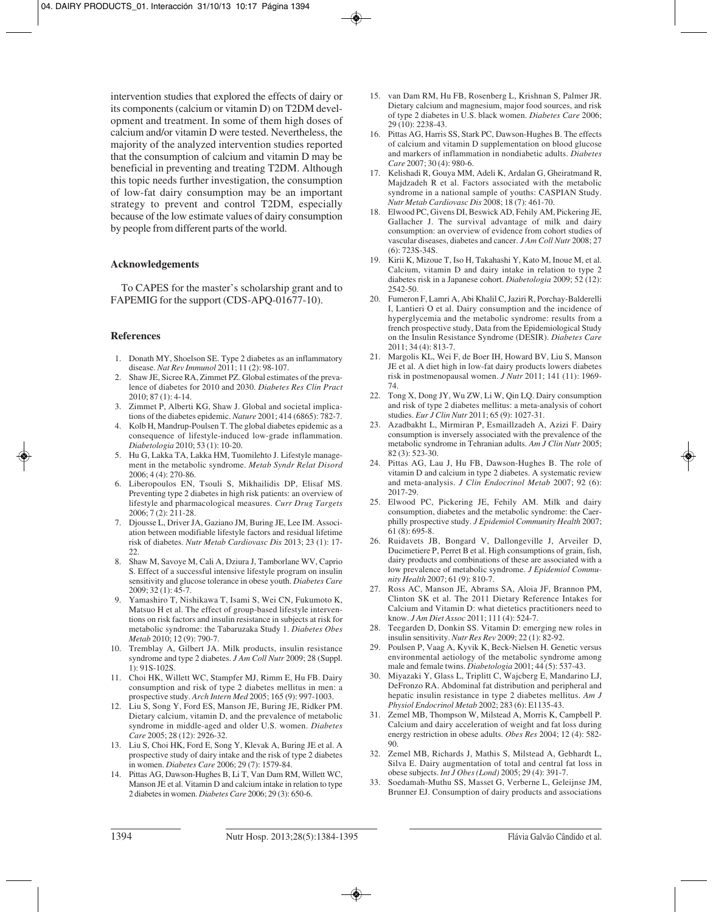intervention studies that explored the effects of dairy or its components (calcium or vitamin D) on T2DM development and treatment. In some of them high doses of calcium and/or vitamin D were tested. Nevertheless, the majority of the analyzed intervention studies reported that the consumption of calcium and vitamin D may be beneficial in preventing and treating T2DM. Although this topic needs further investigation, the consumption of low-fat dairy consumption may be an important strategy to prevent and control T2DM, especially because of the low estimate values of dairy consumption by people from different parts of the world.

## Acknowledgements

To CAPES for the master's scholarship grant and to FAPEMIG for the support (CDS-APQ-01677-10).

## References

1. Donath MY, Shoelson SE. Type 2 diabetes as an inflammatory disease. *Nat Rev Immunol* 2011; 11 (2): 98-107.
2. Shaw JE, Sicree RA, Zimmet PZ. Global estimates of the prevalence of diabetes for 2010 and 2030. *Diabetes Res Clin Pract* 2010; 87 (1): 4-14.
3. Zimmet P, Alberti KG, Shaw J. Global and societal implications of the diabetes epidemic. *Nature* 2001; 414 (6865): 782-7.
4. Kolb H, Mandrup-Poulsen T. The global diabetes epidemic as a consequence of lifestyle-induced low-grade inflammation. *Diabetologia* 2010; 53 (1): 10-20.
5. Hu G, Lakka TA, Lakka HM, Tuomilehto J. Lifestyle management in the metabolic syndrome. *Metab Syndr Relat Disord* 2006; 4 (4): 270-86.
6. Liberopoulos EN, Tsouli S, Mikhailidis DP, Elisaf MS. Preventing type 2 diabetes in high risk patients: an overview of lifestyle and pharmacological measures. *Curr Drug Targets* 2006; 7 (2): 211-28.
7. Djousse L, Driver JA, Gaziano JM, Buring JE, Lee IM. Association between modifiable lifestyle factors and residual lifetime risk of diabetes. *Nutr Metab Cardiovasc Dis* 2013; 23 (1): 17-22.
8. Shaw M, Savoye M, Cali A, Dziura J, Tamborlane WV, Caprio S. Effect of a successful intensive lifestyle program on insulin sensitivity and glucose tolerance in obese youth. *Diabetes Care* 2009; 32 (1): 45-7.
9. Yamashiro T, Nishikawa T, Isami S, Wei CN, Fukumoto K, Matsuo H et al. The effect of group-based lifestyle interventions on risk factors and insulin resistance in subjects at risk for metabolic syndrome: the Tabaruzaka Study 1. *Diabetes Obes Metab* 2010; 12 (9): 790-7.
10. Tremblay A, Gilbert JA. Milk products, insulin resistance syndrome and type 2 diabetes. *J Am Coll Nutr* 2009; 28 (Suppl. 1): 91S-102S.
11. Choi HK, Willett WC, Stampfer MJ, Rimm E, Hu FB. Dairy consumption and risk of type 2 diabetes mellitus in men: a prospective study. *Arch Intern Med* 2005; 165 (9): 997-1003.
12. Liu S, Song Y, Ford ES, Manson JE, Buring JE, Ridker PM. Dietary calcium, vitamin D, and the prevalence of metabolic syndrome in middle-aged and older U.S. women. *Diabetes Care* 2005; 28 (12): 2926-32.
13. Liu S, Choi HK, Ford E, Song Y, Klevak A, Buring JE et al. A prospective study of dairy intake and the risk of type 2 diabetes in women. *Diabetes Care* 2006; 29 (7): 1579-84.
14. Pittas AG, Dawson-Hughes B, Li T, Van Dam RM, Willett WC, Manson JE et al. Vitamin D and calcium intake in relation to type 2 diabetes in women. *Diabetes Care* 2006; 29 (3): 650-6.
15. van Dam RM, Hu FB, Rosenberg L, Krishnan S, Palmer JR. Dietary calcium and magnesium, major food sources, and risk of type 2 diabetes in U.S. black women. *Diabetes Care* 2006; 29 (10): 2238-43.
16. Pittas AG, Harris SS, Stark PC, Dawson-Hughes B. The effects of calcium and vitamin D supplementation on blood glucose and markers of inflammation in nondiabetic adults. *Diabetes Care* 2007; 30 (4): 980-6.
17. Kelishadi R, Gouya MM, Adeli K, Ardalan G, Gheiratmand R, Majdzadeh R et al. Factors associated with the metabolic syndrome in a national sample of youths: CASPIAN Study. *Nutr Metab Cardiovasc Dis* 2008; 18 (7): 461-70.
18. Elwood PC, Givens DI, Beswick AD, Fehily AM, Pickering JE, Gallacher J. The survival advantage of milk and dairy consumption: an overview of evidence from cohort studies of vascular diseases, diabetes and cancer. *J Am Coll Nutr* 2008; 27 (6): 723S-34S.
19. Kirii K, Mizoue T, Iso H, Takahashi Y, Kato M, Inoue M, et al. Calcium, vitamin D and dairy intake in relation to type 2 diabetes risk in a Japanese cohort. *Diabetologia* 2009; 52 (12): 2542-50.
20. Fumeron F, Lamri A, Abi Khalil C, Jaziri R, Porchay-Balderelli I, Lantieri O et al. Dairy consumption and the incidence of hyperglycemia and the metabolic syndrome: results from a french prospective study, Data from the Epidemiological Study on the Insulin Resistance Syndrome (DESIR). *Diabetes Care* 2011; 34 (4): 813-7.
21. Margolis KL, Wei F, de Boer IH, Howard BV, Liu S, Manson JE et al. A diet high in low-fat dairy products lowers diabetes risk in postmenopausal women. *J Nutr* 2011; 141 (11): 1969-74.
22. Tong X, Dong JY, Wu ZW, Li W, Qin LQ. Dairy consumption and risk of type 2 diabetes mellitus: a meta-analysis of cohort studies. *Eur J Clin Nutr* 2011; 65 (9): 1027-31.
23. Azadbakht L, Mirmiran P, Esmaillzadeh A, Azizi F. Dairy consumption is inversely associated with the prevalence of the metabolic syndrome in Tehranian adults. *Am J Clin Nutr* 2005; 82 (3): 523-30.
24. Pittas AG, Lau J, Hu FB, Dawson-Hughes B. The role of vitamin D and calcium in type 2 diabetes. A systematic review and meta-analysis. *J Clin Endocrinol Metab* 2007; 92 (6): 2017-29.
25. Elwood PC, Pickering JE, Fehily AM. Milk and dairy consumption, diabetes and the metabolic syndrome: the Caerphilly prospective study. *J Epidemiol Community Health* 2007; 61 (8): 695-8.
26. Ruidavets JB, Bongard V, Dallongeville J, Arveiler D, Ducimetiere P, Perret B et al. High consumptions of grain, fish, dairy products and combinations of these are associated with a low prevalence of metabolic syndrome. *J Epidemiol Community Health* 2007; 61 (9): 810-7.
27. Ross AC, Manson JE, Abrams SA, Aloia JF, Brannon PM, Clinton SK et al. The 2011 Dietary Reference Intakes for Calcium and Vitamin D: what dietetics practitioners need to know. *J Am Diet Assoc* 2011; 111 (4): 524-7.
28. Teegarden D, Donkin SS. Vitamin D: emerging new roles in insulin sensitivity. *Nutr Res Rev* 2009; 22 (1): 82-92.
29. Poulsen P, Vaag A, Kyvik K, Beck-Nielsen H. Genetic versus environmental aetiology of the metabolic syndrome among male and female twins. *Diabetologia* 2001; 44 (5): 537-43.
30. Miyazaki Y, Glass L, Triplitt C, Wajcberg E, Mandarino LJ, DeFronzo RA. Abdominal fat distribution and peripheral and hepatic insulin resistance in type 2 diabetes mellitus. *Am J Physiol Endocrinol Metab* 2002; 283 (6): E1135-43.
31. Zemel MB, Thompson W, Milstead A, Morris K, Campbell P. Calcium and dairy acceleration of weight and fat loss during energy restriction in obese adults. *Obes Res* 2004; 12 (4): 582-90.
32. Zemel MB, Richards J, Mathis S, Milstead A, Gebhardt L, Silva E. Dairy augmentation of total and central fat loss in obese subjects. *Int J Obes (Lond)* 2005; 29 (4): 391-7.
33. Soedamah-Muthu SS, Masset G, Verberne L, Geleijnse JM, Brunner EJ. Consumption of dairy products and associations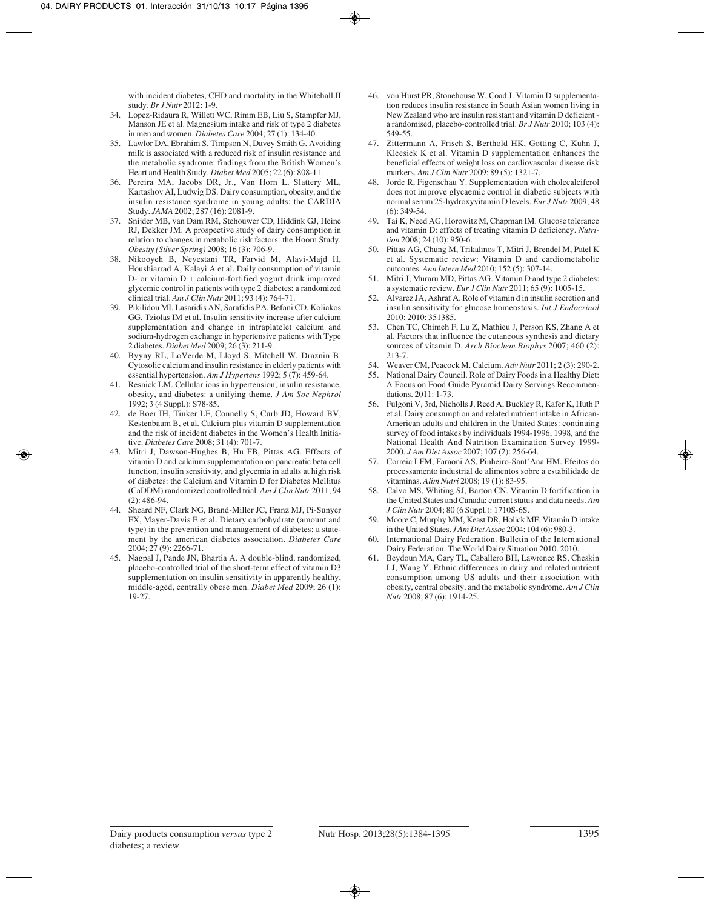with incident diabetes, CHD and mortality in the Whitehall II study. *Br J Nutr* 2012: 1-9.

34. Lopez-Ridaura R, Willett WC, Rimm EB, Liu S, Stampfer MJ, Manson JE et al. Magnesium intake and risk of type 2 diabetes in men and women. *Diabetes Care* 2004; 27 (1): 134-40.
35. Lawlor DA, Ebrahim S, Timpson N, Davey Smith G. Avoiding milk is associated with a reduced risk of insulin resistance and the metabolic syndrome: findings from the British Women's Heart and Health Study. *Diabet Med* 2005; 22 (6): 808-11.
36. Pereira MA, Jacobs DR, Jr., Van Horn L, Slattery ML, Kartashov AI, Ludwig DS. Dairy consumption, obesity, and the insulin resistance syndrome in young adults: the CARDIA Study. *JAMA* 2002; 287 (16): 2081-9.
37. Snijder MB, van Dam RM, Stehouwer CD, Hiddink GJ, Heine RJ, Dekker JM. A prospective study of dairy consumption in relation to changes in metabolic risk factors: the Hoorn Study. *Obesity (Silver Spring)* 2008; 16 (3): 706-9.
38. Nikooyeh B, Neyestani TR, Farvid M, Alavi-Majd H, Houshiarrad A, Kalayi A et al. Daily consumption of vitamin D- or vitamin D + calcium-fortified yogurt drink improved glycemic control in patients with type 2 diabetes: a randomized clinical trial. *Am J Clin Nutr* 2011; 93 (4): 764-71.
39. Pikilidou MI, Lasaridis AN, Sarafidis PA, Befani CD, Koliakos GG, Tziolas IM et al. Insulin sensitivity increase after calcium supplementation and change in intraplatelet calcium and sodium-hydrogen exchange in hypertensive patients with Type 2 diabetes. *Diabet Med* 2009; 26 (3): 211-9.
40. Byyny RL, LoVerde M, Lloyd S, Mitchell W, Draznin B. Cytosolic calcium and insulin resistance in elderly patients with essential hypertension. *Am J Hypertens* 1992; 5 (7): 459-64.
41. Resnick LM. Cellular ions in hypertension, insulin resistance, obesity, and diabetes: a unifying theme. *J Am Soc Nephrol* 1992; 3 (4 Suppl.): S78-85.
42. de Boer IH, Tinker LF, Connelly S, Curb JD, Howard BV, Kestenbaum B, et al. Calcium plus vitamin D supplementation and the risk of incident diabetes in the Women's Health Initiative. *Diabetes Care* 2008; 31 (4): 701-7.
43. Mitri J, Dawson-Hughes B, Hu FB, Pittas AG. Effects of vitamin D and calcium supplementation on pancreatic beta cell function, insulin sensitivity, and glycemia in adults at high risk of diabetes: the Calcium and Vitamin D for Diabetes Mellitus (CaDDM) randomized controlled trial. *Am J Clin Nutr* 2011; 94 (2): 486-94.
44. Sheard NF, Clark NG, Brand-Miller JC, Franz MJ, Pi-Sunyer FX, Mayer-Davis E et al. Dietary carbohydrate (amount and type) in the prevention and management of diabetes: a statement by the american diabetes association. *Diabetes Care* 2004; 27 (9): 2266-71.
45. Nagpal J, Pande JN, Bhartia A. A double-blind, randomized, placebo-controlled trial of the short-term effect of vitamin D3 supplementation on insulin sensitivity in apparently healthy, middle-aged, centrally obese men. *Diabet Med* 2009; 26 (1): 19-27.
46. von Hurst PR, Stonehouse W, Coad J. Vitamin D supplementation reduces insulin resistance in South Asian women living in New Zealand who are insulin resistant and vitamin D deficient - a randomised, placebo-controlled trial. *Br J Nutr* 2010; 103 (4): 549-55.
47. Zittermann A, Frisch S, Berthold HK, Gotting C, Kuhn J, Kleesiek K et al. Vitamin D supplementation enhances the beneficial effects of weight loss on cardiovascular disease risk markers. *Am J Clin Nutr* 2009; 89 (5): 1321-7.
48. Jorde R, Figenschau Y. Supplementation with cholecalciferol does not improve glycaemic control in diabetic subjects with normal serum 25-hydroxyvitamin D levels. *Eur J Nutr* 2009; 48 (6): 349-54.
49. Tai K, Need AG, Horowitz M, Chapman IM. Glucose tolerance and vitamin D: effects of treating vitamin D deficiency. *Nutrition* 2008; 24 (10): 950-6.
50. Pittas AG, Chung M, Trikalinos T, Mitri J, Brendel M, Patel K et al. Systematic review: Vitamin D and cardiometabolic outcomes. *Ann Intern Med* 2010; 152 (5): 307-14.
51. Mitri J, Muraru MD, Pittas AG. Vitamin D and type 2 diabetes: a systematic review. *Eur J Clin Nutr* 2011; 65 (9): 1005-15.
52. Alvarez JA, Ashraf A. Role of vitamin d in insulin secretion and insulin sensitivity for glucose homeostasis. *Int J Endocrinol* 2010; 2010: 351385.
53. Chen TC, Chimeh F, Lu Z, Mathieu J, Person KS, Zhang A et al. Factors that influence the cutaneous synthesis and dietary sources of vitamin D. *Arch Biochem Biophys* 2007; 460 (2): 213-7.
54. Weaver CM, Peacock M. Calcium. *Adv Nutr* 2011; 2 (3): 290-2.
55. National Dairy Council. Role of Dairy Foods in a Healthy Diet: A Focus on Food Guide Pyramid Dairy Servings Recommendations. 2011: 1-73.
56. Fulgoni V, 3rd, Nicholls J, Reed A, Buckley R, Kafer K, Huth P et al. Dairy consumption and related nutrient intake in African-American adults and children in the United States: continuing survey of food intakes by individuals 1994-1996, 1998, and the National Health And Nutrition Examination Survey 1999-2000. *J Am Diet Assoc* 2007; 107 (2): 256-64.
57. Correia LFM, Faraoni AS, Pinheiro-Sant'Ana HM. Efeitos do processamento industrial de alimentos sobre a estabilidade de vitaminas. *Alim Nutri* 2008; 19 (1): 83-95.
58. Calvo MS, Whiting SJ, Barton CN. Vitamin D fortification in the United States and Canada: current status and data needs. *Am J Clin Nutr* 2004; 80 (6 Suppl.): 1710S-6S.
59. Moore C, Murphy MM, Keast DR, Holick MF. Vitamin D intake in the United States. *J Am Diet Assoc* 2004; 104 (6): 980-3.
60. International Dairy Federation. Bulletin of the International Dairy Federation: The World Dairy Situation 2010. 2010.
61. Beydoun MA, Gary TL, Caballero BH, Lawrence RS, Cheskin LJ, Wang Y. Ethnic differences in dairy and related nutrient consumption among US adults and their association with obesity, central obesity, and the metabolic syndrome. *Am J Clin Nutr* 2008; 87 (6): 1914-25.